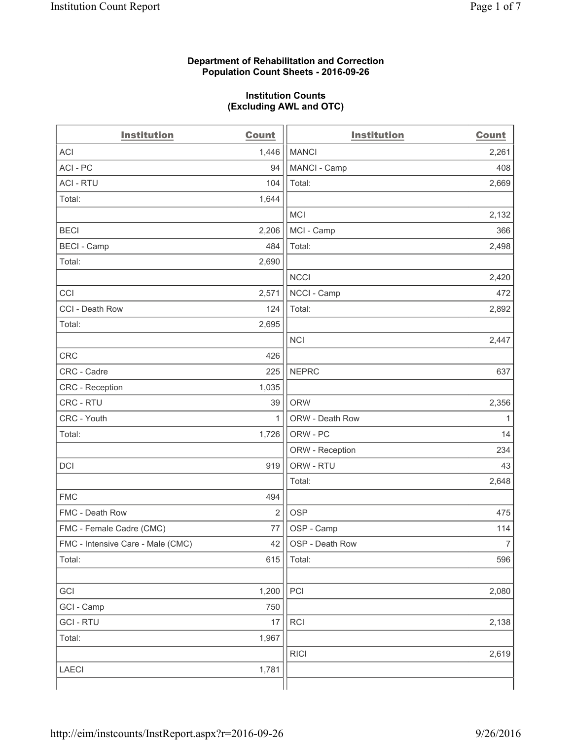**Department of Rehabilitation and Correction**
**Population Count Sheets - 2016-09-26**

**Institution Counts**
**(Excluding AWL and OTC)**

| Institution | Count | Institution | Count |
|---|---|---|---|
| ACI | 1,446 | MANCI | 2,261 |
| ACI - PC | 94 | MANCI - Camp | 408 |
| ACI - RTU | 104 | Total: | 2,669 |
| Total: | 1,644 | | |
| | | MCI | 2,132 |
| BECI | 2,206 | MCI - Camp | 366 |
| BECI - Camp | 484 | Total: | 2,498 |
| Total: | 2,690 | | |
| | | NCCI | 2,420 |
| CCI | 2,571 | NCCI - Camp | 472 |
| CCI - Death Row | 124 | Total: | 2,892 |
| Total: | 2,695 | | |
| | | NCI | 2,447 |
| CRC | 426 | | |
| CRC - Cadre | 225 | NEPRC | 637 |
| CRC - Reception | 1,035 | | |
| CRC - RTU | 39 | ORW | 2,356 |
| CRC - Youth | 1 | ORW - Death Row | 1 |
| Total: | 1,726 | ORW - PC | 14 |
| | | ORW - Reception | 234 |
| DCI | 919 | ORW - RTU | 43 |
| | | Total: | 2,648 |
| FMC | 494 | | |
| FMC - Death Row | 2 | OSP | 475 |
| FMC - Female Cadre (CMC) | 77 | OSP - Camp | 114 |
| FMC - Intensive Care - Male (CMC) | 42 | OSP - Death Row | 7 |
| Total: | 615 | Total: | 596 |
| | | | |
| GCI | 1,200 | PCI | 2,080 |
| GCI - Camp | 750 | | |
| GCI - RTU | 17 | RCI | 2,138 |
| Total: | 1,967 | | |
| | | RICI | 2,619 |
| LAECI | 1,781 | | |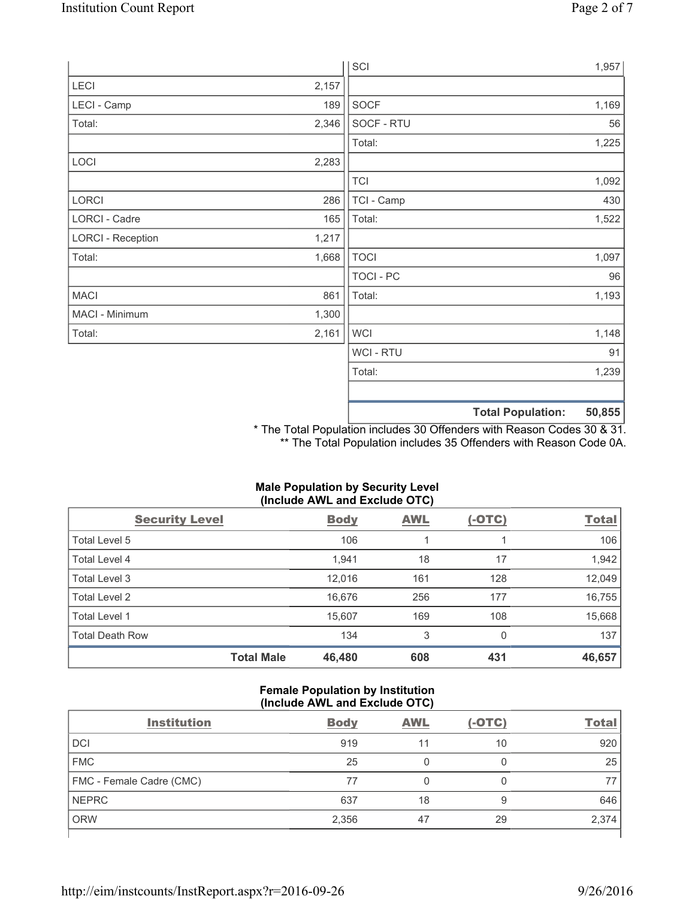| | |
|---|---|
| LECI | 2,157 |
| LECI - Camp | 189 |
| Total: | 2,346 |
| | |
| LOCI | 2,283 |
| | |
| LORCI | 286 |
| LORCI - Cadre | 165 |
| LORCI - Reception | 1,217 |
| Total: | 1,668 |
| | |
| MACI | 861 |
| MACI - Minimum | 1,300 |
| Total: | 2,161 |

| | |
|---|---|
| SCI | 1,957 |
| | |
| SOCF | 1,169 |
| SOCF - RTU | 56 |
| Total: | 1,225 |
| | |
| TCI | 1,092 |
| TCI - Camp | 430 |
| Total: | 1,522 |
| | |
| TOCI | 1,097 |
| TOCI - PC | 96 |
| Total: | 1,193 |
| | |
| WCI | 1,148 |
| WCI - RTU | 91 |
| Total: | 1,239 |
| | |
| **Total Population:** | **50,855** |

\* The Total Population includes 30 Offenders with Reason Codes 30 & 31.
\** The Total Population includes 35 Offenders with Reason Code 0A.

**Male Population by Security Level (Include AWL and Exclude OTC)**

| Security Level | Body | AWL | (-OTC) | Total |
|---|---|---|---|---|
| Total Level 5 | 106 | 1 | 1 | 106 |
| Total Level 4 | 1,941 | 18 | 17 | 1,942 |
| Total Level 3 | 12,016 | 161 | 128 | 12,049 |
| Total Level 2 | 16,676 | 256 | 177 | 16,755 |
| Total Level 1 | 15,607 | 169 | 108 | 15,668 |
| Total Death Row | 134 | 3 | 0 | 137 |
| **Total Male** | **46,480** | **608** | **431** | **46,657** |

**Female Population by Institution (Include AWL and Exclude OTC)**

| Institution | Body | AWL | (-OTC) | Total |
|---|---|---|---|---|
| DCI | 919 | 11 | 10 | 920 |
| FMC | 25 | 0 | 0 | 25 |
| FMC - Female Cadre (CMC) | 77 | 0 | 0 | 77 |
| NEPRC | 637 | 18 | 9 | 646 |
| ORW | 2,356 | 47 | 29 | 2,374 |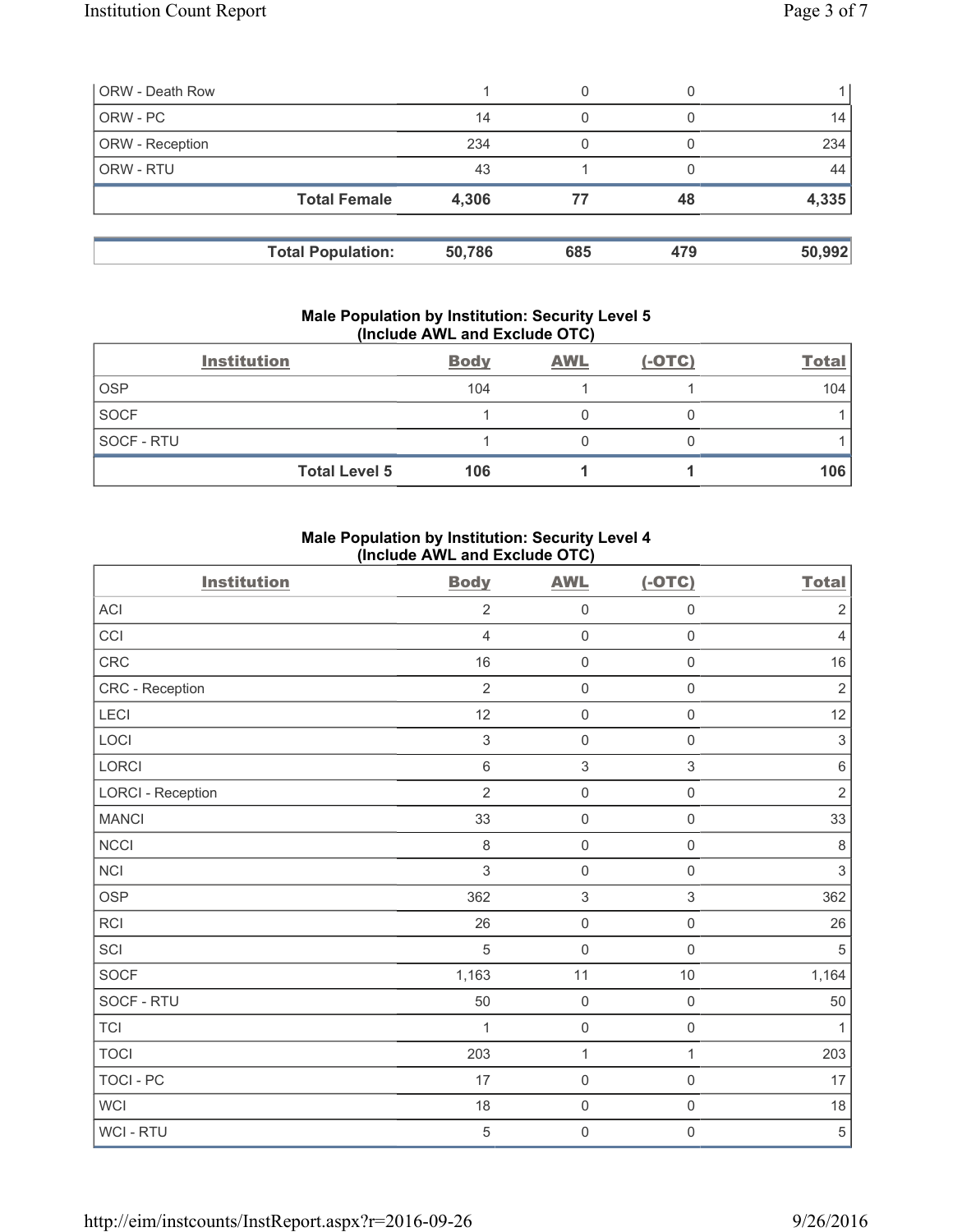| ORW - Death Row | 1 | 0 | 0 | 1 |
|---|---|---|---|---|
| ORW - PC | 14 | 0 | 0 | 14 |
| ORW - Reception | 234 | 0 | 0 | 234 |
| ORW - RTU | 43 | 1 | 0 | 44 |
| **Total Female** | **4,306** | **77** | **48** | **4,335** |

| **Total Population:** | **50,786** | **685** | **479** | **50,992** |
|---|---|---|---|---|

### Male Population by Institution: Security Level 5 (Include AWL and Exclude OTC)

| Institution | Body | AWL | (-OTC) | Total |
|---|---|---|---|---|
| OSP | 104 | 1 | 1 | 104 |
| SOCF | 1 | 0 | 0 | 1 |
| SOCF - RTU | 1 | 0 | 0 | 1 |
| **Total Level 5** | **106** | **1** | **1** | **106** |

### Male Population by Institution: Security Level 4 (Include AWL and Exclude OTC)

| Institution | Body | AWL | (-OTC) | Total |
|---|---|---|---|---|
| ACI | 2 | 0 | 0 | 2 |
| CCI | 4 | 0 | 0 | 4 |
| CRC | 16 | 0 | 0 | 16 |
| CRC - Reception | 2 | 0 | 0 | 2 |
| LECI | 12 | 0 | 0 | 12 |
| LOCI | 3 | 0 | 0 | 3 |
| LORCI | 6 | 3 | 3 | 6 |
| LORCI - Reception | 2 | 0 | 0 | 2 |
| MANCI | 33 | 0 | 0 | 33 |
| NCCI | 8 | 0 | 0 | 8 |
| NCI | 3 | 0 | 0 | 3 |
| OSP | 362 | 3 | 3 | 362 |
| RCI | 26 | 0 | 0 | 26 |
| SCI | 5 | 0 | 0 | 5 |
| SOCF | 1,163 | 11 | 10 | 1,164 |
| SOCF - RTU | 50 | 0 | 0 | 50 |
| TCI | 1 | 0 | 0 | 1 |
| TOCI | 203 | 1 | 1 | 203 |
| TOCI - PC | 17 | 0 | 0 | 17 |
| WCI | 18 | 0 | 0 | 18 |
| WCI - RTU | 5 | 0 | 0 | 5 |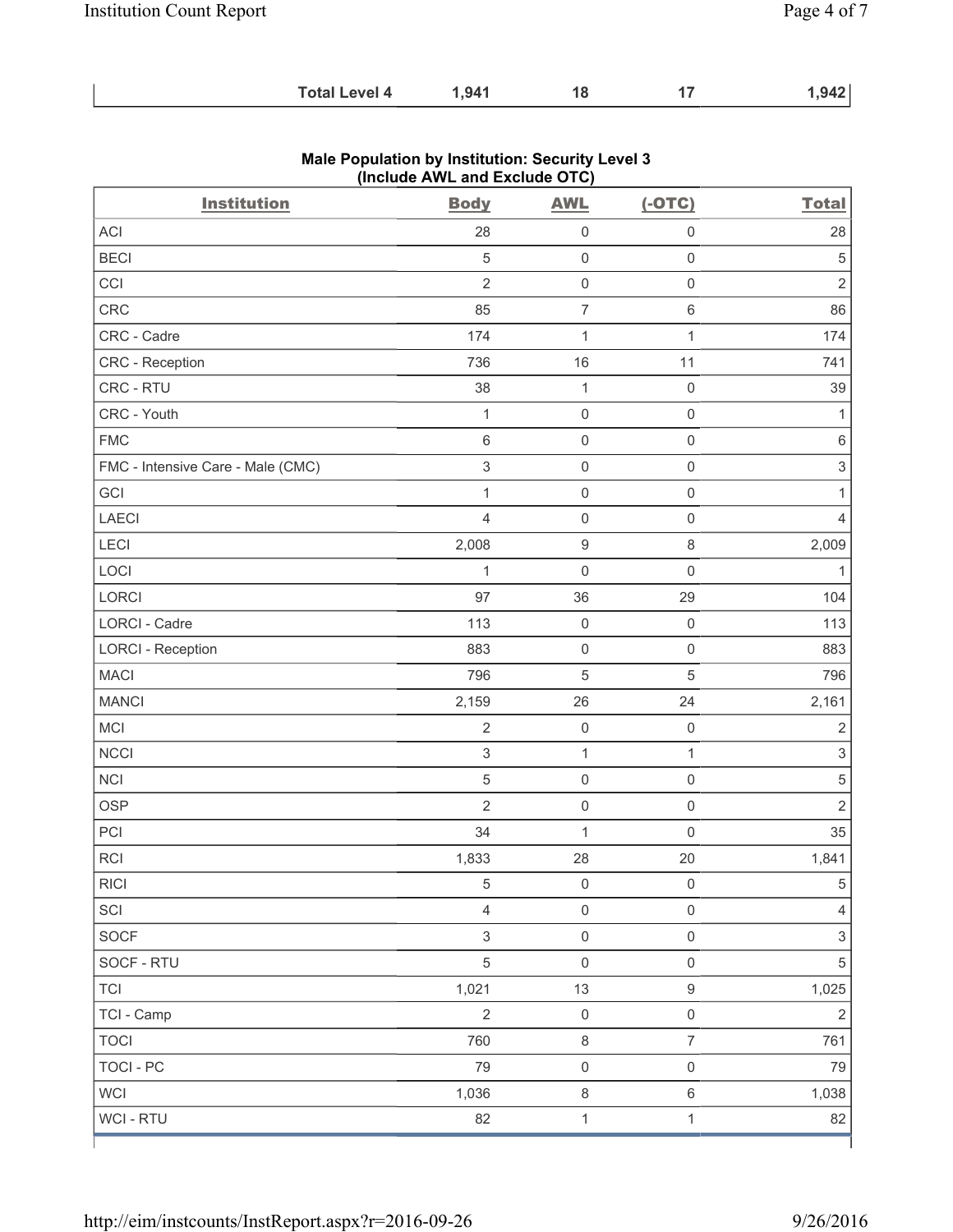| | | | | |
|---|---|---|---|---|
| **Total Level 4** | **1,941** | **18** | **17** | **1,942** |

**Male Population by Institution: Security Level 3**
**(Include AWL and Exclude OTC)**

| Institution | Body | AWL | (-OTC) | Total |
|---|---|---|---|---|
| ACI | 28 | 0 | 0 | 28 |
| BECI | 5 | 0 | 0 | 5 |
| CCI | 2 | 0 | 0 | 2 |
| CRC | 85 | 7 | 6 | 86 |
| CRC - Cadre | 174 | 1 | 1 | 174 |
| CRC - Reception | 736 | 16 | 11 | 741 |
| CRC - RTU | 38 | 1 | 0 | 39 |
| CRC - Youth | 1 | 0 | 0 | 1 |
| FMC | 6 | 0 | 0 | 6 |
| FMC - Intensive Care - Male (CMC) | 3 | 0 | 0 | 3 |
| GCI | 1 | 0 | 0 | 1 |
| LAECI | 4 | 0 | 0 | 4 |
| LECI | 2,008 | 9 | 8 | 2,009 |
| LOCI | 1 | 0 | 0 | 1 |
| LORCI | 97 | 36 | 29 | 104 |
| LORCI - Cadre | 113 | 0 | 0 | 113 |
| LORCI - Reception | 883 | 0 | 0 | 883 |
| MACI | 796 | 5 | 5 | 796 |
| MANCI | 2,159 | 26 | 24 | 2,161 |
| MCI | 2 | 0 | 0 | 2 |
| NCCI | 3 | 1 | 1 | 3 |
| NCI | 5 | 0 | 0 | 5 |
| OSP | 2 | 0 | 0 | 2 |
| PCI | 34 | 1 | 0 | 35 |
| RCI | 1,833 | 28 | 20 | 1,841 |
| RICI | 5 | 0 | 0 | 5 |
| SCI | 4 | 0 | 0 | 4 |
| SOCF | 3 | 0 | 0 | 3 |
| SOCF - RTU | 5 | 0 | 0 | 5 |
| TCI | 1,021 | 13 | 9 | 1,025 |
| TCI - Camp | 2 | 0 | 0 | 2 |
| TOCI | 760 | 8 | 7 | 761 |
| TOCI - PC | 79 | 0 | 0 | 79 |
| WCI | 1,036 | 8 | 6 | 1,038 |
| WCI - RTU | 82 | 1 | 1 | 82 |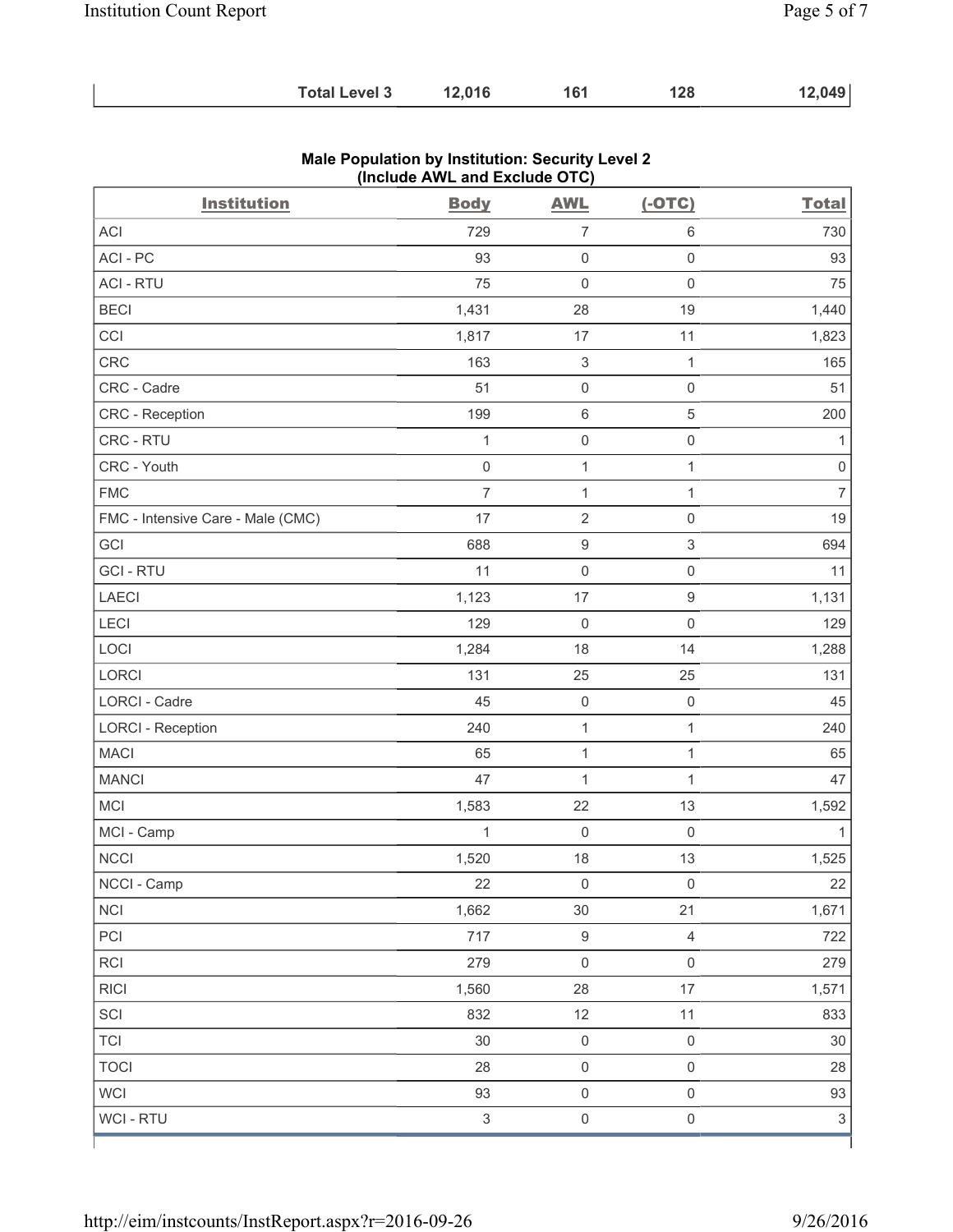| | | | | |
|---|---|---|---|---|
| Total Level 3 | 12,016 | 161 | 128 | 12,049 |

### Male Population by Institution: Security Level 2
### (Include AWL and Exclude OTC)

| Institution | Body | AWL | (-OTC) | Total |
|---|---|---|---|---|
| ACI | 729 | 7 | 6 | 730 |
| ACI - PC | 93 | 0 | 0 | 93 |
| ACI - RTU | 75 | 0 | 0 | 75 |
| BECI | 1,431 | 28 | 19 | 1,440 |
| CCI | 1,817 | 17 | 11 | 1,823 |
| CRC | 163 | 3 | 1 | 165 |
| CRC - Cadre | 51 | 0 | 0 | 51 |
| CRC - Reception | 199 | 6 | 5 | 200 |
| CRC - RTU | 1 | 0 | 0 | 1 |
| CRC - Youth | 0 | 1 | 1 | 0 |
| FMC | 7 | 1 | 1 | 7 |
| FMC - Intensive Care - Male (CMC) | 17 | 2 | 0 | 19 |
| GCI | 688 | 9 | 3 | 694 |
| GCI - RTU | 11 | 0 | 0 | 11 |
| LAECI | 1,123 | 17 | 9 | 1,131 |
| LECI | 129 | 0 | 0 | 129 |
| LOCI | 1,284 | 18 | 14 | 1,288 |
| LORCI | 131 | 25 | 25 | 131 |
| LORCI - Cadre | 45 | 0 | 0 | 45 |
| LORCI - Reception | 240 | 1 | 1 | 240 |
| MACI | 65 | 1 | 1 | 65 |
| MANCI | 47 | 1 | 1 | 47 |
| MCI | 1,583 | 22 | 13 | 1,592 |
| MCI - Camp | 1 | 0 | 0 | 1 |
| NCCI | 1,520 | 18 | 13 | 1,525 |
| NCCI - Camp | 22 | 0 | 0 | 22 |
| NCI | 1,662 | 30 | 21 | 1,671 |
| PCI | 717 | 9 | 4 | 722 |
| RCI | 279 | 0 | 0 | 279 |
| RICI | 1,560 | 28 | 17 | 1,571 |
| SCI | 832 | 12 | 11 | 833 |
| TCI | 30 | 0 | 0 | 30 |
| TOCI | 28 | 0 | 0 | 28 |
| WCI | 93 | 0 | 0 | 93 |
| WCI - RTU | 3 | 0 | 0 | 3 |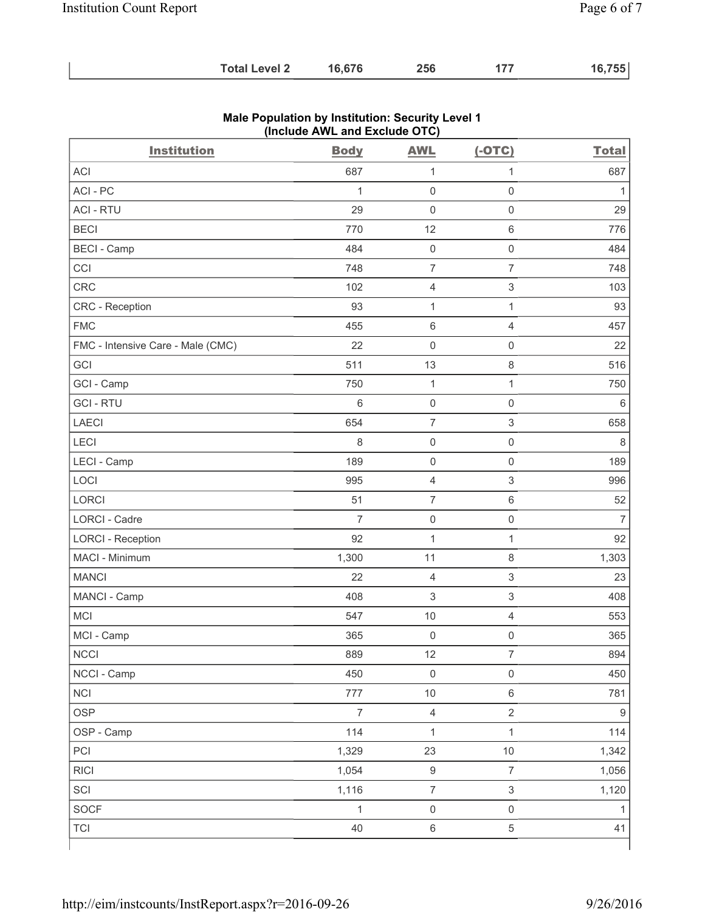| | | | | |
|---|---|---|---|---|
| **Total Level 2** | **16,676** | **256** | **177** | **16,755** |

**Male Population by Institution: Security Level 1 (Include AWL and Exclude OTC)**

| Institution | Body | AWL | (-OTC) | Total |
|---|---|---|---|---|
| ACI | 687 | 1 | 1 | 687 |
| ACI - PC | 1 | 0 | 0 | 1 |
| ACI - RTU | 29 | 0 | 0 | 29 |
| BECI | 770 | 12 | 6 | 776 |
| BECI - Camp | 484 | 0 | 0 | 484 |
| CCI | 748 | 7 | 7 | 748 |
| CRC | 102 | 4 | 3 | 103 |
| CRC - Reception | 93 | 1 | 1 | 93 |
| FMC | 455 | 6 | 4 | 457 |
| FMC - Intensive Care - Male (CMC) | 22 | 0 | 0 | 22 |
| GCI | 511 | 13 | 8 | 516 |
| GCI - Camp | 750 | 1 | 1 | 750 |
| GCI - RTU | 6 | 0 | 0 | 6 |
| LAECI | 654 | 7 | 3 | 658 |
| LECI | 8 | 0 | 0 | 8 |
| LECI - Camp | 189 | 0 | 0 | 189 |
| LOCI | 995 | 4 | 3 | 996 |
| LORCI | 51 | 7 | 6 | 52 |
| LORCI - Cadre | 7 | 0 | 0 | 7 |
| LORCI - Reception | 92 | 1 | 1 | 92 |
| MACI - Minimum | 1,300 | 11 | 8 | 1,303 |
| MANCI | 22 | 4 | 3 | 23 |
| MANCI - Camp | 408 | 3 | 3 | 408 |
| MCI | 547 | 10 | 4 | 553 |
| MCI - Camp | 365 | 0 | 0 | 365 |
| NCCI | 889 | 12 | 7 | 894 |
| NCCI - Camp | 450 | 0 | 0 | 450 |
| NCI | 777 | 10 | 6 | 781 |
| OSP | 7 | 4 | 2 | 9 |
| OSP - Camp | 114 | 1 | 1 | 114 |
| PCI | 1,329 | 23 | 10 | 1,342 |
| RICI | 1,054 | 9 | 7 | 1,056 |
| SCI | 1,116 | 7 | 3 | 1,120 |
| SOCF | 1 | 0 | 0 | 1 |
| TCI | 40 | 6 | 5 | 41 |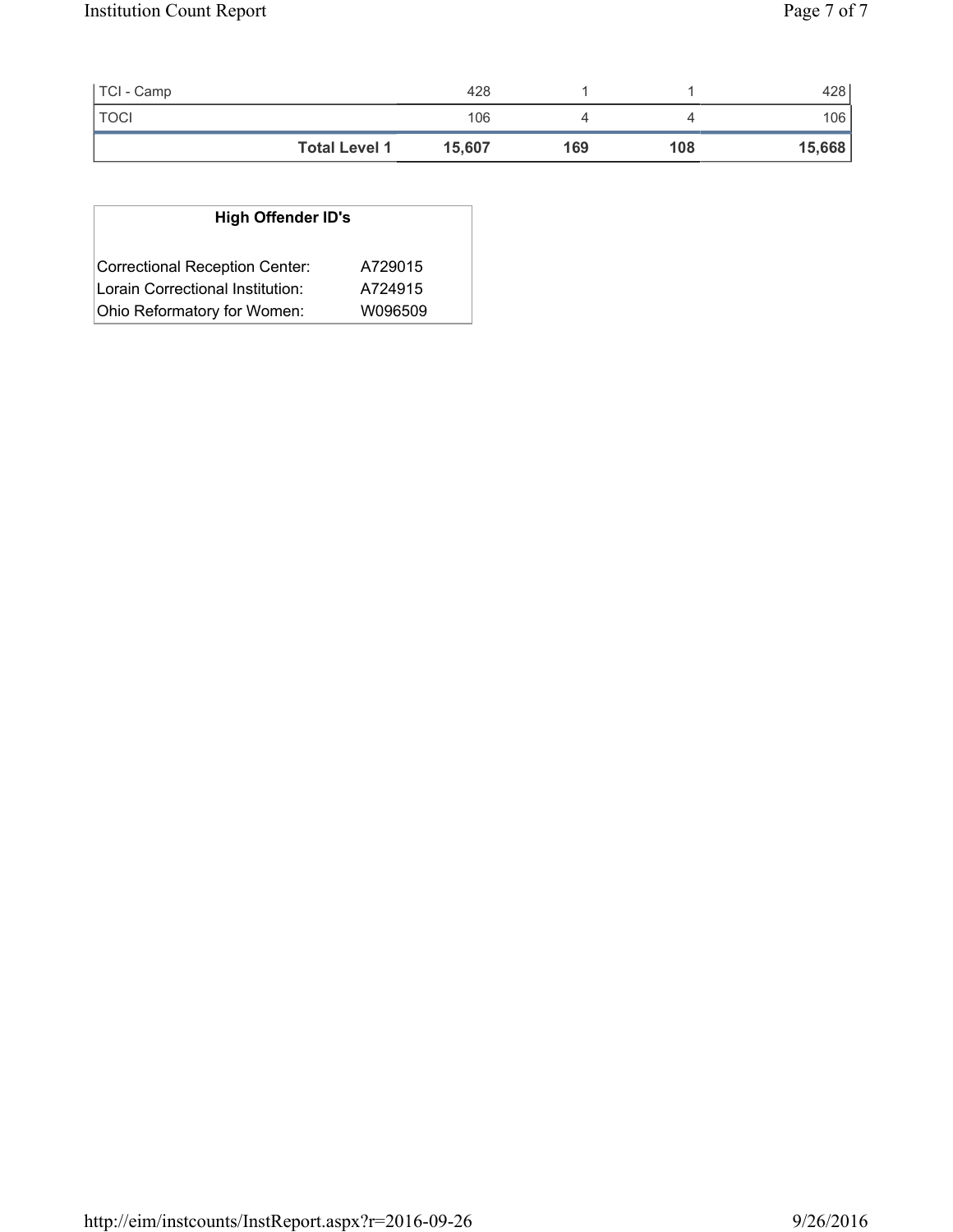| | | | | |
|---|---|---|---|---|
| TCI - Camp | 428 | 1 | 1 | 428 |
| TOCI | 106 | 4 | 4 | 106 |
| **Total Level 1** | **15,607** | **169** | **108** | **15,668** |

| **High Offender ID's** | |
|---|---|
| Correctional Reception Center: | A729015 |
| Lorain Correctional Institution: | A724915 |
| Ohio Reformatory for Women: | W096509 |